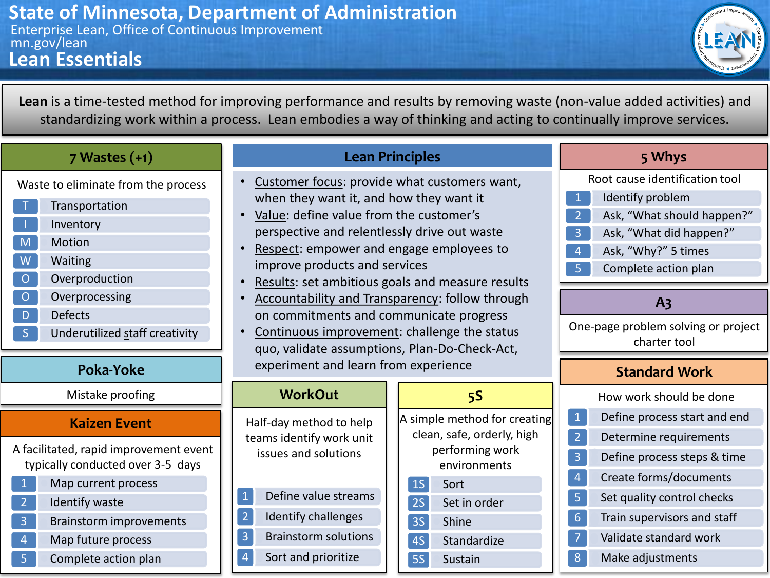# State of Minnesota, Department of Administration

Enterprise Lean, Office of Continuous Improvement
mn.gov/lean

## Lean Essentials

**Lean** is a time-tested method for improving performance and results by removing waste (non-value added activities) and standardizing work within a process. Lean embodies a way of thinking and acting to continually improve services.

### 7 Wastes (+1)

Waste to eliminate from the process

| | |
|---|---|
| T | Transportation |
| I | Inventory |
| M | Motion |
| W | Waiting |
| O | Overproduction |
| O | Overprocessing |
| D | Defects |
| S | Underutilized staff creativity |

### Poka-Yoke

Mistake proofing

### Kaizen Event

A facilitated, rapid improvement event typically conducted over 3-5 days

1. Map current process
2. Identify waste
3. Brainstorm improvements
4. Map future process
5. Complete action plan

### Lean Principles

- Customer focus: provide what customers want, when they want it, and how they want it
- Value: define value from the customer's perspective and relentlessly drive out waste
- Respect: empower and engage employees to improve products and services
- Results: set ambitious goals and measure results
- Accountability and Transparency: follow through on commitments and communicate progress
- Continuous improvement: challenge the status quo, validate assumptions, Plan-Do-Check-Act, experiment and learn from experience

### WorkOut

Half-day method to help teams identify work unit issues and solutions

1. Define value streams
2. Identify challenges
3. Brainstorm solutions
4. Sort and prioritize

### 5S

A simple method for creating clean, safe, orderly, high performing work environments

| | |
|---|---|
| 1S | Sort |
| 2S | Set in order |
| 3S | Shine |
| 4S | Standardize |
| 5S | Sustain |

### 5 Whys

Root cause identification tool

1. Identify problem
2. Ask, "What should happen?"
3. Ask, "What did happen?"
4. Ask, "Why?" 5 times
5. Complete action plan

### A3

One-page problem solving or project charter tool

### Standard Work

How work should be done

1. Define process start and end
2. Determine requirements
3. Define process steps & time
4. Create forms/documents
5. Set quality control checks
6. Train supervisors and staff
7. Validate standard work
8. Make adjustments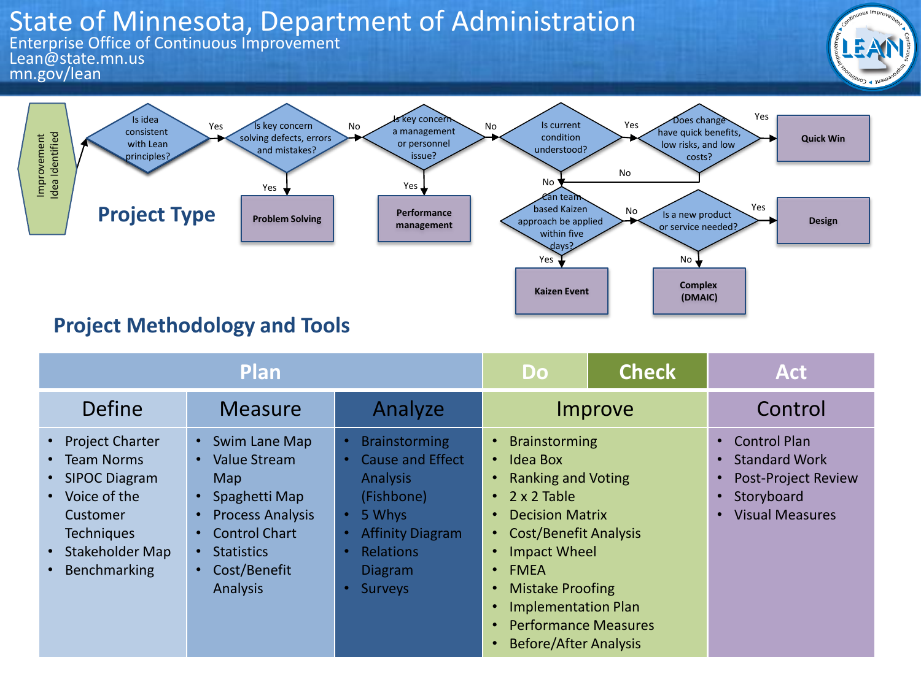# State of Minnesota, Department of Administration

Enterprise Office of Continuous Improvement
Lean@state.mn.us
mn.gov/lean

## Project Type

Improvement Idea Identified

Is idea consistent with Lean principles?
Yes
Is key concern solving defects, errors and mistakes?
Yes → Problem Solving
No
Is key concern a management or personnel issue?
Yes → Performance management
No
Is current condition understood?
Yes
Does change have quick benefits, low risks, and low costs?
Yes → Quick Win
No
No
Can team based Kaizen approach be applied within five days?
Yes → Kaizen Event
No
Is a new product or service needed?
Yes → Design
No → Complex (DMAIC)

## Project Methodology and Tools

| Plan | | | Do | Check | Act |
|---|---|---|---|---|---|
| **Define** | **Measure** | **Analyze** | **Improve** | | **Control** |
| • Project Charter<br>• Team Norms<br>• SIPOC Diagram<br>• Voice of the Customer Techniques<br>• Stakeholder Map<br>• Benchmarking | • Swim Lane Map<br>• Value Stream Map<br>• Spaghetti Map<br>• Process Analysis<br>• Control Chart<br>• Statistics<br>• Cost/Benefit Analysis | • Brainstorming<br>• Cause and Effect Analysis (Fishbone)<br>• 5 Whys<br>• Affinity Diagram<br>• Relations Diagram<br>• Surveys | • Brainstorming<br>• Idea Box<br>• Ranking and Voting<br>• 2 x 2 Table<br>• Decision Matrix<br>• Cost/Benefit Analysis<br>• Impact Wheel<br>• FMEA<br>• Mistake Proofing<br>• Implementation Plan<br>• Performance Measures<br>• Before/After Analysis | | • Control Plan<br>• Standard Work<br>• Post-Project Review<br>• Storyboard<br>• Visual Measures |